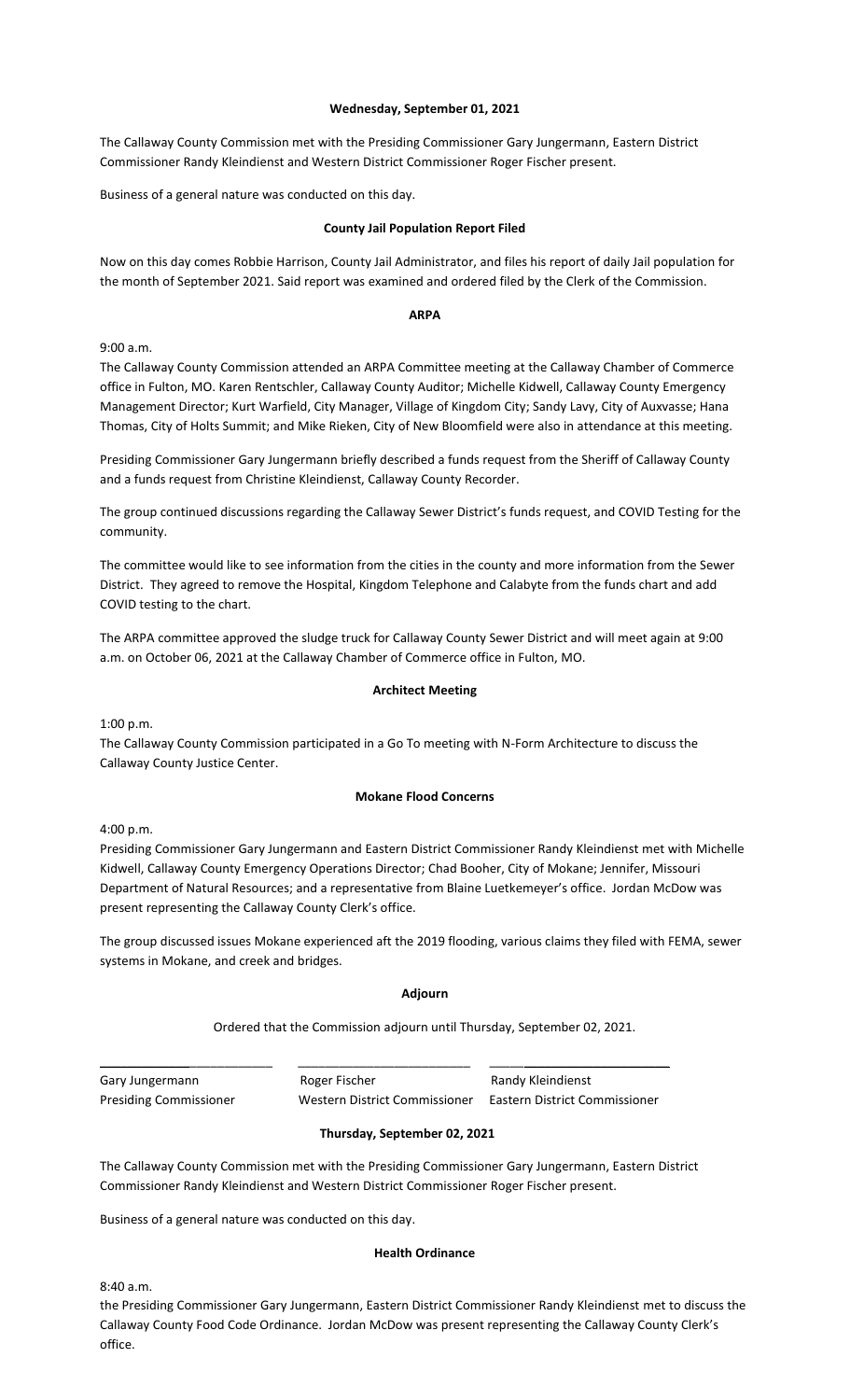**Wednesday, September 01, 2021**

The Callaway County Commission met with the Presiding Commissioner Gary Jungermann, Eastern District Commissioner Randy Kleindienst and Western District Commissioner Roger Fischer present.

Business of a general nature was conducted on this day.

**County Jail Population Report Filed**

Now on this day comes Robbie Harrison, County Jail Administrator, and files his report of daily Jail population for the month of September 2021. Said report was examined and ordered filed by the Clerk of the Commission.

**ARPA**

9:00 a.m.
The Callaway County Commission attended an ARPA Committee meeting at the Callaway Chamber of Commerce office in Fulton, MO. Karen Rentschler, Callaway County Auditor; Michelle Kidwell, Callaway County Emergency Management Director; Kurt Warfield, City Manager, Village of Kingdom City; Sandy Lavy, City of Auxvasse; Hana Thomas, City of Holts Summit; and Mike Rieken, City of New Bloomfield were also in attendance at this meeting.

Presiding Commissioner Gary Jungermann briefly described a funds request from the Sheriff of Callaway County and a funds request from Christine Kleindienst, Callaway County Recorder.

The group continued discussions regarding the Callaway Sewer District's funds request, and COVID Testing for the community.

The committee would like to see information from the cities in the county and more information from the Sewer District. They agreed to remove the Hospital, Kingdom Telephone and Calabyte from the funds chart and add COVID testing to the chart.

The ARPA committee approved the sludge truck for Callaway County Sewer District and will meet again at 9:00 a.m. on October 06, 2021 at the Callaway Chamber of Commerce office in Fulton, MO.

**Architect Meeting**

1:00 p.m.
The Callaway County Commission participated in a Go To meeting with N-Form Architecture to discuss the Callaway County Justice Center.

**Mokane Flood Concerns**

4:00 p.m.
Presiding Commissioner Gary Jungermann and Eastern District Commissioner Randy Kleindienst met with Michelle Kidwell, Callaway County Emergency Operations Director; Chad Booher, City of Mokane; Jennifer, Missouri Department of Natural Resources; and a representative from Blaine Luetkemeyer's office. Jordan McDow was present representing the Callaway County Clerk's office.

The group discussed issues Mokane experienced aft the 2019 flooding, various claims they filed with FEMA, sewer systems in Mokane, and creek and bridges.

**Adjourn**

Ordered that the Commission adjourn until Thursday, September 02, 2021.

| ______________________ | ______________________ | ______________________ |
|---|---|---|
| Gary Jungermann | Roger Fischer | Randy Kleindienst |
| Presiding Commissioner | Western District Commissioner | Eastern District Commissioner |

**Thursday, September 02, 2021**

The Callaway County Commission met with the Presiding Commissioner Gary Jungermann, Eastern District Commissioner Randy Kleindienst and Western District Commissioner Roger Fischer present.

Business of a general nature was conducted on this day.

**Health Ordinance**

8:40 a.m.
the Presiding Commissioner Gary Jungermann, Eastern District Commissioner Randy Kleindienst met to discuss the Callaway County Food Code Ordinance. Jordan McDow was present representing the Callaway County Clerk's office.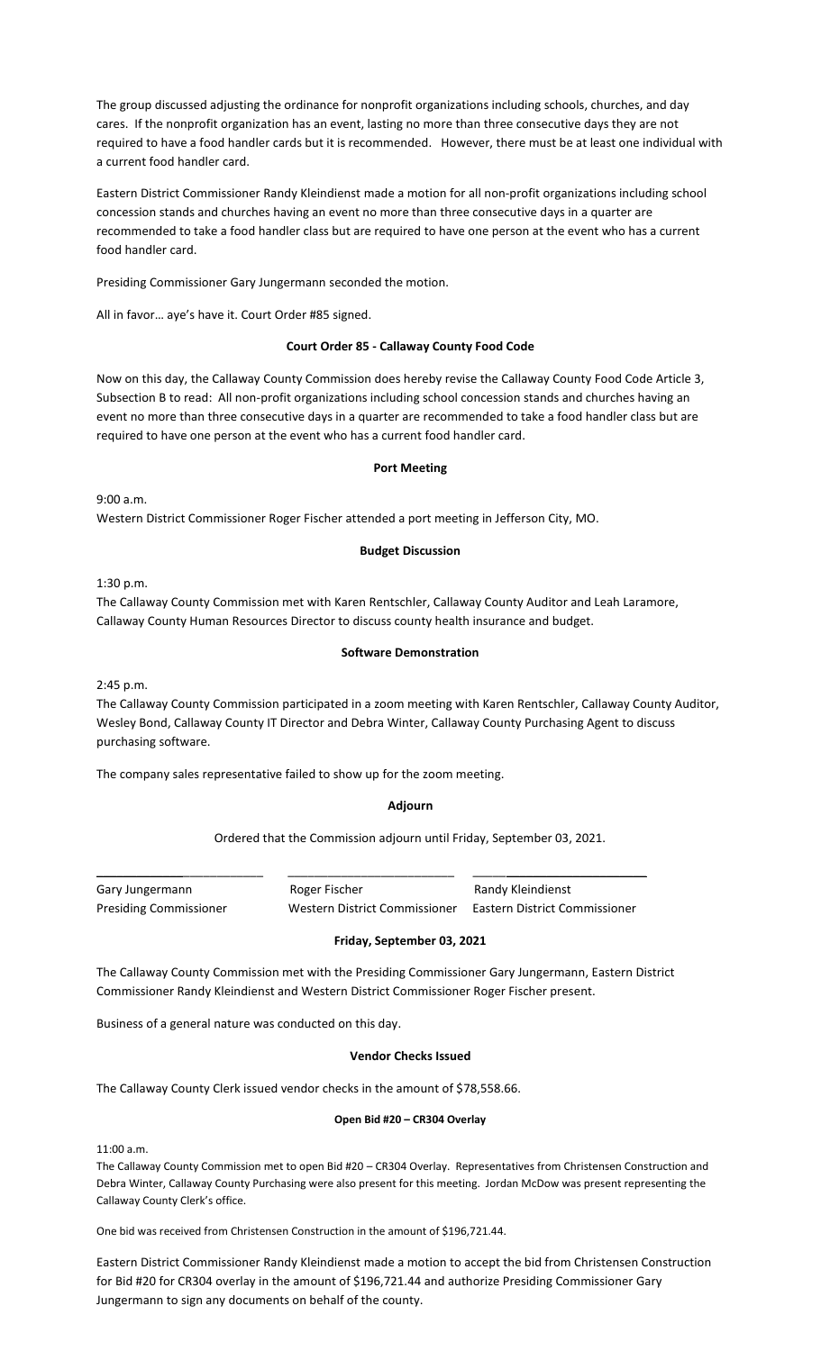The group discussed adjusting the ordinance for nonprofit organizations including schools, churches, and day cares. If the nonprofit organization has an event, lasting no more than three consecutive days they are not required to have a food handler cards but it is recommended. However, there must be at least one individual with a current food handler card.

Eastern District Commissioner Randy Kleindienst made a motion for all non-profit organizations including school concession stands and churches having an event no more than three consecutive days in a quarter are recommended to take a food handler class but are required to have one person at the event who has a current food handler card.

Presiding Commissioner Gary Jungermann seconded the motion.

All in favor… aye's have it. Court Order #85 signed.

**Court Order 85 - Callaway County Food Code**

Now on this day, the Callaway County Commission does hereby revise the Callaway County Food Code Article 3, Subsection B to read: All non-profit organizations including school concession stands and churches having an event no more than three consecutive days in a quarter are recommended to take a food handler class but are required to have one person at the event who has a current food handler card.

**Port Meeting**

9:00 a.m.
Western District Commissioner Roger Fischer attended a port meeting in Jefferson City, MO.

**Budget Discussion**

1:30 p.m.
The Callaway County Commission met with Karen Rentschler, Callaway County Auditor and Leah Laramore, Callaway County Human Resources Director to discuss county health insurance and budget.

**Software Demonstration**

2:45 p.m.
The Callaway County Commission participated in a zoom meeting with Karen Rentschler, Callaway County Auditor, Wesley Bond, Callaway County IT Director and Debra Winter, Callaway County Purchasing Agent to discuss purchasing software.

The company sales representative failed to show up for the zoom meeting.

**Adjourn**

Ordered that the Commission adjourn until Friday, September 03, 2021.

| \_\_\_\_\_\_\_\_\_\_\_\_\_\_\_\_\_\_\_\_ | \_\_\_\_\_\_\_\_\_\_\_\_\_\_\_\_\_\_\_\_ | \_\_\_\_\_\_\_\_\_\_\_\_\_\_\_\_\_\_\_\_ |
|---|---|---|
| Gary Jungermann | Roger Fischer | Randy Kleindienst |
| Presiding Commissioner | Western District Commissioner | Eastern District Commissioner |

**Friday, September 03, 2021**

The Callaway County Commission met with the Presiding Commissioner Gary Jungermann, Eastern District Commissioner Randy Kleindienst and Western District Commissioner Roger Fischer present.

Business of a general nature was conducted on this day.

**Vendor Checks Issued**

The Callaway County Clerk issued vendor checks in the amount of $78,558.66.

**Open Bid #20 – CR304 Overlay**

11:00 a.m.
The Callaway County Commission met to open Bid #20 – CR304 Overlay. Representatives from Christensen Construction and Debra Winter, Callaway County Purchasing were also present for this meeting. Jordan McDow was present representing the Callaway County Clerk's office.

One bid was received from Christensen Construction in the amount of $196,721.44.

Eastern District Commissioner Randy Kleindienst made a motion to accept the bid from Christensen Construction for Bid #20 for CR304 overlay in the amount of $196,721.44 and authorize Presiding Commissioner Gary Jungermann to sign any documents on behalf of the county.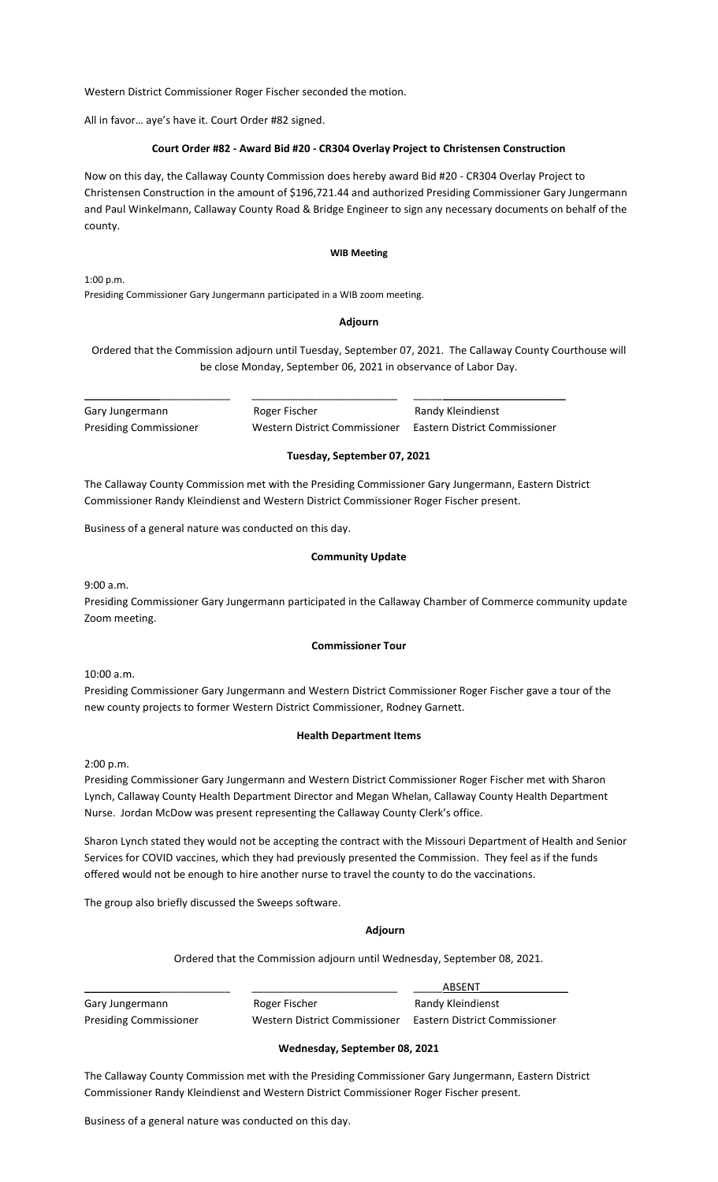Western District Commissioner Roger Fischer seconded the motion.

All in favor… aye's have it. Court Order #82 signed.

**Court Order #82 - Award Bid #20 - CR304 Overlay Project to Christensen Construction**

Now on this day, the Callaway County Commission does hereby award Bid #20 - CR304 Overlay Project to Christensen Construction in the amount of $196,721.44 and authorized Presiding Commissioner Gary Jungermann and Paul Winkelmann, Callaway County Road & Bridge Engineer to sign any necessary documents on behalf of the county.

**WIB Meeting**

1:00 p.m.
Presiding Commissioner Gary Jungermann participated in a WIB zoom meeting.

**Adjourn**

Ordered that the Commission adjourn until Tuesday, September 07, 2021. The Callaway County Courthouse will be close Monday, September 06, 2021 in observance of Labor Day.

| ___________________________ | ___________________________ | ___________________________ |
|---|---|---|
| Gary Jungermann | Roger Fischer | Randy Kleindienst |
| Presiding Commissioner | Western District Commissioner | Eastern District Commissioner |

**Tuesday, September 07, 2021**

The Callaway County Commission met with the Presiding Commissioner Gary Jungermann, Eastern District Commissioner Randy Kleindienst and Western District Commissioner Roger Fischer present.

Business of a general nature was conducted on this day.

**Community Update**

9:00 a.m.
Presiding Commissioner Gary Jungermann participated in the Callaway Chamber of Commerce community update Zoom meeting.

**Commissioner Tour**

10:00 a.m.
Presiding Commissioner Gary Jungermann and Western District Commissioner Roger Fischer gave a tour of the new county projects to former Western District Commissioner, Rodney Garnett.

**Health Department Items**

2:00 p.m.
Presiding Commissioner Gary Jungermann and Western District Commissioner Roger Fischer met with Sharon Lynch, Callaway County Health Department Director and Megan Whelan, Callaway County Health Department Nurse. Jordan McDow was present representing the Callaway County Clerk's office.

Sharon Lynch stated they would not be accepting the contract with the Missouri Department of Health and Senior Services for COVID vaccines, which they had previously presented the Commission. They feel as if the funds offered would not be enough to hire another nurse to travel the county to do the vaccinations.

The group also briefly discussed the Sweeps software.

**Adjourn**

Ordered that the Commission adjourn until Wednesday, September 08, 2021.

| ___________________________ | ___________________________ | ABSENT |
|---|---|---|
| Gary Jungermann | Roger Fischer | Randy Kleindienst |
| Presiding Commissioner | Western District Commissioner | Eastern District Commissioner |

**Wednesday, September 08, 2021**

The Callaway County Commission met with the Presiding Commissioner Gary Jungermann, Eastern District Commissioner Randy Kleindienst and Western District Commissioner Roger Fischer present.

Business of a general nature was conducted on this day.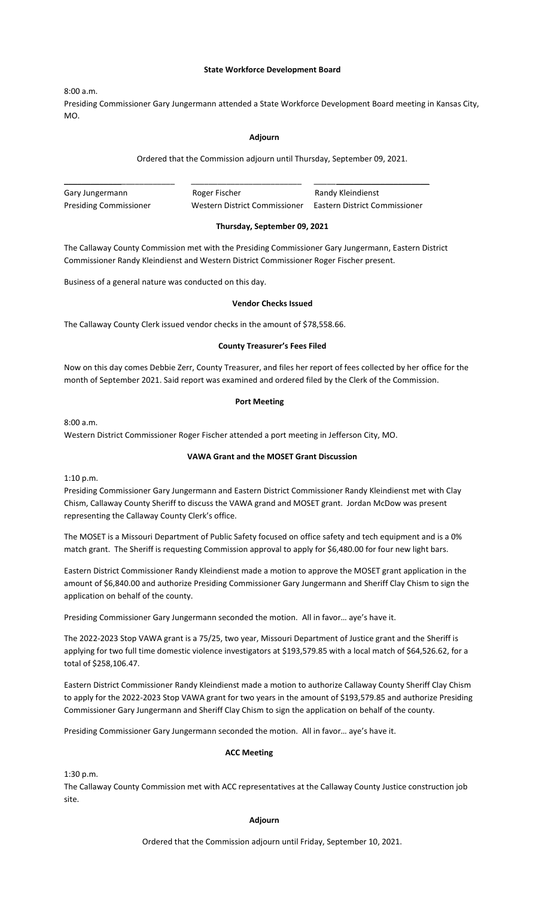**State Workforce Development Board**

8:00 a.m.

Presiding Commissioner Gary Jungermann attended a State Workforce Development Board meeting in Kansas City, MO.

**Adjourn**

Ordered that the Commission adjourn until Thursday, September 09, 2021.

| \_\_\_\_\_\_\_\_\_\_\_\_\_\_\_\_\_\_\_\_\_\_\_\_\_\_ | \_\_\_\_\_\_\_\_\_\_\_\_\_\_\_\_\_\_\_\_\_\_\_\_\_\_ | \_\_\_\_\_\_\_\_\_\_\_\_\_\_\_\_\_\_\_\_\_\_\_\_\_\_ |
|---|---|---|
| Gary Jungermann | Roger Fischer | Randy Kleindienst |
| Presiding Commissioner | Western District Commissioner | Eastern District Commissioner |

**Thursday, September 09, 2021**

The Callaway County Commission met with the Presiding Commissioner Gary Jungermann, Eastern District Commissioner Randy Kleindienst and Western District Commissioner Roger Fischer present.

Business of a general nature was conducted on this day.

**Vendor Checks Issued**

The Callaway County Clerk issued vendor checks in the amount of $78,558.66.

**County Treasurer's Fees Filed**

Now on this day comes Debbie Zerr, County Treasurer, and files her report of fees collected by her office for the month of September 2021. Said report was examined and ordered filed by the Clerk of the Commission.

**Port Meeting**

8:00 a.m.

Western District Commissioner Roger Fischer attended a port meeting in Jefferson City, MO.

**VAWA Grant and the MOSET Grant Discussion**

1:10 p.m.

Presiding Commissioner Gary Jungermann and Eastern District Commissioner Randy Kleindienst met with Clay Chism, Callaway County Sheriff to discuss the VAWA grand and MOSET grant. Jordan McDow was present representing the Callaway County Clerk's office.

The MOSET is a Missouri Department of Public Safety focused on office safety and tech equipment and is a 0% match grant. The Sheriff is requesting Commission approval to apply for $6,480.00 for four new light bars.

Eastern District Commissioner Randy Kleindienst made a motion to approve the MOSET grant application in the amount of $6,840.00 and authorize Presiding Commissioner Gary Jungermann and Sheriff Clay Chism to sign the application on behalf of the county.

Presiding Commissioner Gary Jungermann seconded the motion. All in favor… aye's have it.

The 2022-2023 Stop VAWA grant is a 75/25, two year, Missouri Department of Justice grant and the Sheriff is applying for two full time domestic violence investigators at $193,579.85 with a local match of $64,526.62, for a total of $258,106.47.

Eastern District Commissioner Randy Kleindienst made a motion to authorize Callaway County Sheriff Clay Chism to apply for the 2022-2023 Stop VAWA grant for two years in the amount of $193,579.85 and authorize Presiding Commissioner Gary Jungermann and Sheriff Clay Chism to sign the application on behalf of the county.

Presiding Commissioner Gary Jungermann seconded the motion. All in favor… aye's have it.

**ACC Meeting**

1:30 p.m.

The Callaway County Commission met with ACC representatives at the Callaway County Justice construction job site.

**Adjourn**

Ordered that the Commission adjourn until Friday, September 10, 2021.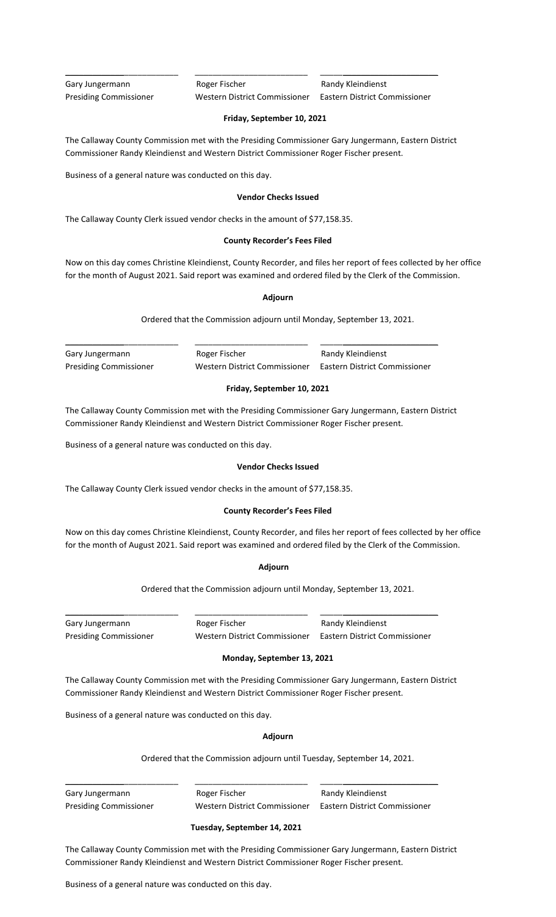______________________ ______________________ ______________________

Gary Jungermann Roger Fischer Randy Kleindienst
Presiding Commissioner Western District Commissioner Eastern District Commissioner

**Friday, September 10, 2021**

The Callaway County Commission met with the Presiding Commissioner Gary Jungermann, Eastern District Commissioner Randy Kleindienst and Western District Commissioner Roger Fischer present.

Business of a general nature was conducted on this day.

**Vendor Checks Issued**

The Callaway County Clerk issued vendor checks in the amount of $77,158.35.

**County Recorder's Fees Filed**

Now on this day comes Christine Kleindienst, County Recorder, and files her report of fees collected by her office for the month of August 2021. Said report was examined and ordered filed by the Clerk of the Commission.

**Adjourn**

Ordered that the Commission adjourn until Monday, September 13, 2021.

______________________ ______________________ ______________________

Gary Jungermann Roger Fischer Randy Kleindienst
Presiding Commissioner Western District Commissioner Eastern District Commissioner

**Friday, September 10, 2021**

The Callaway County Commission met with the Presiding Commissioner Gary Jungermann, Eastern District Commissioner Randy Kleindienst and Western District Commissioner Roger Fischer present.

Business of a general nature was conducted on this day.

**Vendor Checks Issued**

The Callaway County Clerk issued vendor checks in the amount of $77,158.35.

**County Recorder's Fees Filed**

Now on this day comes Christine Kleindienst, County Recorder, and files her report of fees collected by her office for the month of August 2021. Said report was examined and ordered filed by the Clerk of the Commission.

**Adjourn**

Ordered that the Commission adjourn until Monday, September 13, 2021.

______________________ ______________________ ______________________

Gary Jungermann Roger Fischer Randy Kleindienst
Presiding Commissioner Western District Commissioner Eastern District Commissioner

**Monday, September 13, 2021**

The Callaway County Commission met with the Presiding Commissioner Gary Jungermann, Eastern District Commissioner Randy Kleindienst and Western District Commissioner Roger Fischer present.

Business of a general nature was conducted on this day.

**Adjourn**

Ordered that the Commission adjourn until Tuesday, September 14, 2021.

______________________ ______________________ ______________________

Gary Jungermann Roger Fischer Randy Kleindienst
Presiding Commissioner Western District Commissioner Eastern District Commissioner

**Tuesday, September 14, 2021**

The Callaway County Commission met with the Presiding Commissioner Gary Jungermann, Eastern District Commissioner Randy Kleindienst and Western District Commissioner Roger Fischer present.

Business of a general nature was conducted on this day.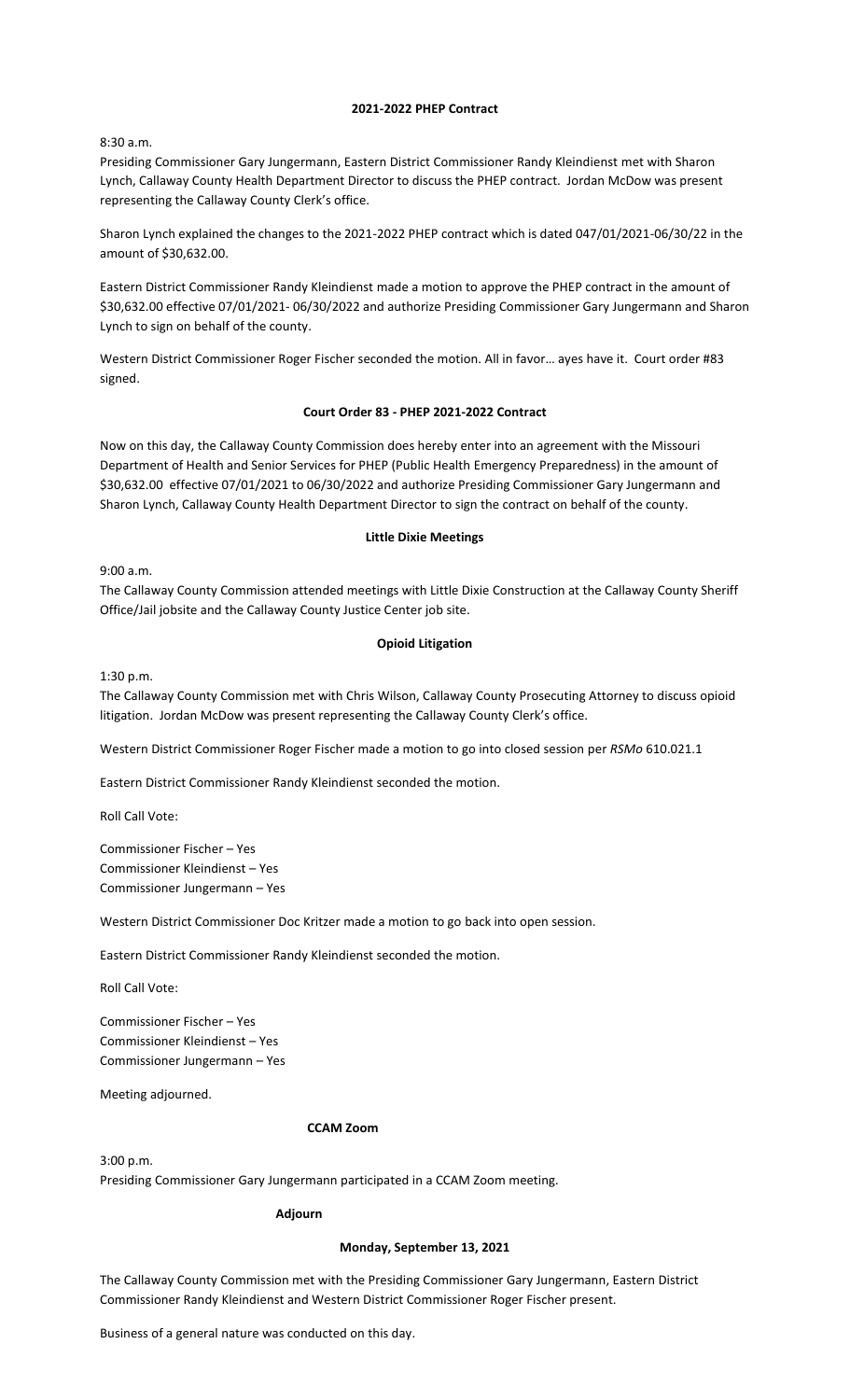**2021-2022 PHEP Contract**

8:30 a.m.
Presiding Commissioner Gary Jungermann, Eastern District Commissioner Randy Kleindienst met with Sharon Lynch, Callaway County Health Department Director to discuss the PHEP contract. Jordan McDow was present representing the Callaway County Clerk's office.

Sharon Lynch explained the changes to the 2021-2022 PHEP contract which is dated 047/01/2021-06/30/22 in the amount of $30,632.00.

Eastern District Commissioner Randy Kleindienst made a motion to approve the PHEP contract in the amount of $30,632.00 effective 07/01/2021- 06/30/2022 and authorize Presiding Commissioner Gary Jungermann and Sharon Lynch to sign on behalf of the county.

Western District Commissioner Roger Fischer seconded the motion. All in favor… ayes have it. Court order #83 signed.

**Court Order 83 - PHEP 2021-2022 Contract**

Now on this day, the Callaway County Commission does hereby enter into an agreement with the Missouri Department of Health and Senior Services for PHEP (Public Health Emergency Preparedness) in the amount of $30,632.00 effective 07/01/2021 to 06/30/2022 and authorize Presiding Commissioner Gary Jungermann and Sharon Lynch, Callaway County Health Department Director to sign the contract on behalf of the county.

**Little Dixie Meetings**

9:00 a.m.
The Callaway County Commission attended meetings with Little Dixie Construction at the Callaway County Sheriff Office/Jail jobsite and the Callaway County Justice Center job site.

**Opioid Litigation**

1:30 p.m.
The Callaway County Commission met with Chris Wilson, Callaway County Prosecuting Attorney to discuss opioid litigation. Jordan McDow was present representing the Callaway County Clerk's office.

Western District Commissioner Roger Fischer made a motion to go into closed session per *RSMo* 610.021.1

Eastern District Commissioner Randy Kleindienst seconded the motion.

Roll Call Vote:

Commissioner Fischer – Yes
Commissioner Kleindienst – Yes
Commissioner Jungermann – Yes

Western District Commissioner Doc Kritzer made a motion to go back into open session.

Eastern District Commissioner Randy Kleindienst seconded the motion.

Roll Call Vote:

Commissioner Fischer – Yes
Commissioner Kleindienst – Yes
Commissioner Jungermann – Yes

Meeting adjourned.

**CCAM Zoom**

3:00 p.m.
Presiding Commissioner Gary Jungermann participated in a CCAM Zoom meeting.

**Adjourn**

**Monday, September 13, 2021**

The Callaway County Commission met with the Presiding Commissioner Gary Jungermann, Eastern District Commissioner Randy Kleindienst and Western District Commissioner Roger Fischer present.

Business of a general nature was conducted on this day.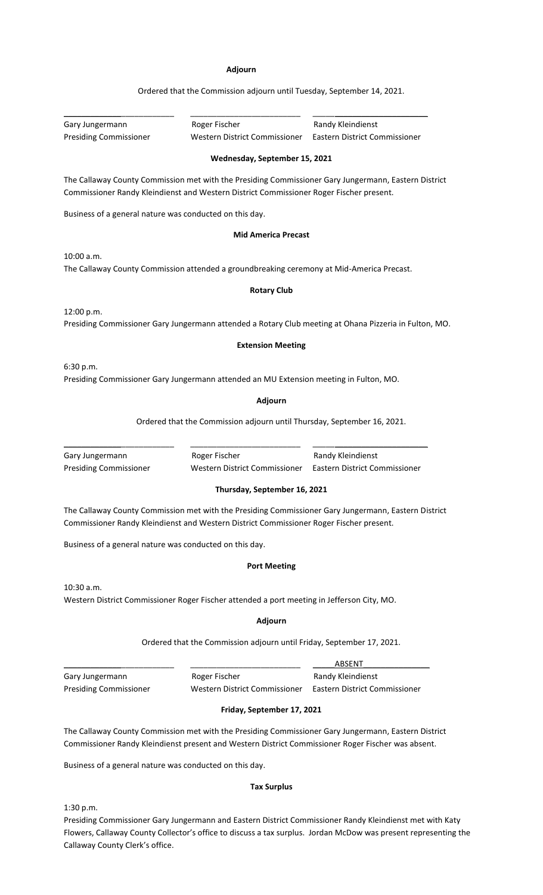**Adjourn**

Ordered that the Commission adjourn until Tuesday, September 14, 2021.

| \_\_\_\_\_\_\_\_\_\_\_\_\_\_\_\_\_\_\_\_ | \_\_\_\_\_\_\_\_\_\_\_\_\_\_\_\_\_\_\_\_ | \_\_\_\_\_\_\_\_\_\_\_\_\_\_\_\_\_\_\_\_ |
|---|---|---|
| Gary Jungermann | Roger Fischer | Randy Kleindienst |
| Presiding Commissioner | Western District Commissioner | Eastern District Commissioner |

**Wednesday, September 15, 2021**

The Callaway County Commission met with the Presiding Commissioner Gary Jungermann, Eastern District Commissioner Randy Kleindienst and Western District Commissioner Roger Fischer present.

Business of a general nature was conducted on this day.

**Mid America Precast**

10:00 a.m.
The Callaway County Commission attended a groundbreaking ceremony at Mid-America Precast.

**Rotary Club**

12:00 p.m.
Presiding Commissioner Gary Jungermann attended a Rotary Club meeting at Ohana Pizzeria in Fulton, MO.

**Extension Meeting**

6:30 p.m.
Presiding Commissioner Gary Jungermann attended an MU Extension meeting in Fulton, MO.

**Adjourn**

Ordered that the Commission adjourn until Thursday, September 16, 2021.

| \_\_\_\_\_\_\_\_\_\_\_\_\_\_\_\_\_\_\_\_ | \_\_\_\_\_\_\_\_\_\_\_\_\_\_\_\_\_\_\_\_ | \_\_\_\_\_\_\_\_\_\_\_\_\_\_\_\_\_\_\_\_ |
|---|---|---|
| Gary Jungermann | Roger Fischer | Randy Kleindienst |
| Presiding Commissioner | Western District Commissioner | Eastern District Commissioner |

**Thursday, September 16, 2021**

The Callaway County Commission met with the Presiding Commissioner Gary Jungermann, Eastern District Commissioner Randy Kleindienst and Western District Commissioner Roger Fischer present.

Business of a general nature was conducted on this day.

**Port Meeting**

10:30 a.m.
Western District Commissioner Roger Fischer attended a port meeting in Jefferson City, MO.

**Adjourn**

Ordered that the Commission adjourn until Friday, September 17, 2021.

| \_\_\_\_\_\_\_\_\_\_\_\_\_\_\_\_\_\_\_\_ | \_\_\_\_\_\_\_\_\_\_\_\_\_\_\_\_\_\_\_\_ | ABSENT |
|---|---|---|
| Gary Jungermann | Roger Fischer | Randy Kleindienst |
| Presiding Commissioner | Western District Commissioner | Eastern District Commissioner |

**Friday, September 17, 2021**

The Callaway County Commission met with the Presiding Commissioner Gary Jungermann, Eastern District Commissioner Randy Kleindienst present and Western District Commissioner Roger Fischer was absent.

Business of a general nature was conducted on this day.

**Tax Surplus**

1:30 p.m.
Presiding Commissioner Gary Jungermann and Eastern District Commissioner Randy Kleindienst met with Katy Flowers, Callaway County Collector's office to discuss a tax surplus. Jordan McDow was present representing the Callaway County Clerk's office.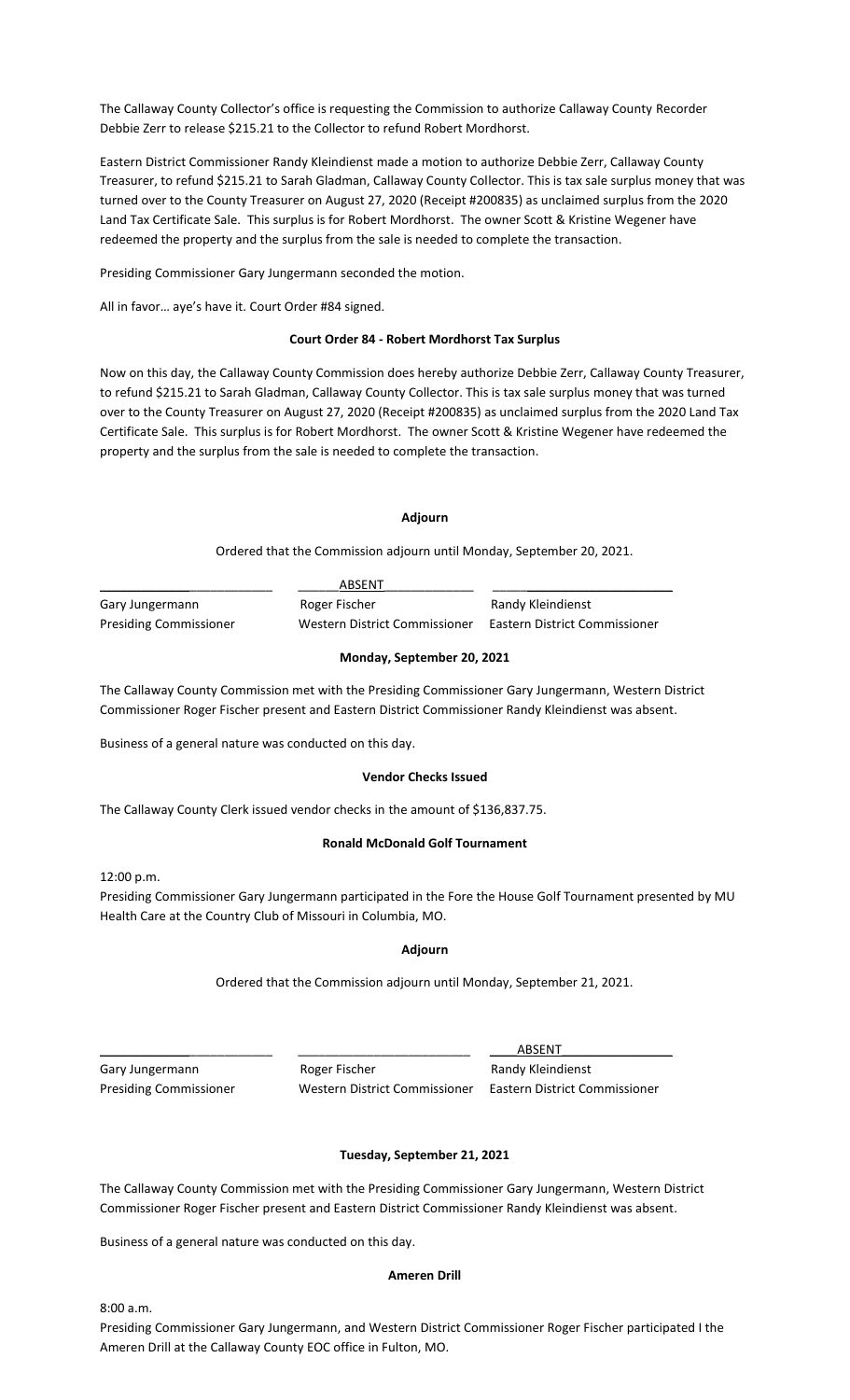The Callaway County Collector's office is requesting the Commission to authorize Callaway County Recorder Debbie Zerr to release $215.21 to the Collector to refund Robert Mordhorst.

Eastern District Commissioner Randy Kleindienst made a motion to authorize Debbie Zerr, Callaway County Treasurer, to refund $215.21 to Sarah Gladman, Callaway County Collector. This is tax sale surplus money that was turned over to the County Treasurer on August 27, 2020 (Receipt #200835) as unclaimed surplus from the 2020 Land Tax Certificate Sale. This surplus is for Robert Mordhorst. The owner Scott & Kristine Wegener have redeemed the property and the surplus from the sale is needed to complete the transaction.

Presiding Commissioner Gary Jungermann seconded the motion.

All in favor… aye's have it. Court Order #84 signed.

**Court Order 84 - Robert Mordhorst Tax Surplus**

Now on this day, the Callaway County Commission does hereby authorize Debbie Zerr, Callaway County Treasurer, to refund $215.21 to Sarah Gladman, Callaway County Collector. This is tax sale surplus money that was turned over to the County Treasurer on August 27, 2020 (Receipt #200835) as unclaimed surplus from the 2020 Land Tax Certificate Sale. This surplus is for Robert Mordhorst. The owner Scott & Kristine Wegener have redeemed the property and the surplus from the sale is needed to complete the transaction.

**Adjourn**

Ordered that the Commission adjourn until Monday, September 20, 2021.

| ____________________ | ABSENT | ____________________ |
| --- | --- | --- |
| Gary Jungermann | Roger Fischer | Randy Kleindienst |
| Presiding Commissioner | Western District Commissioner | Eastern District Commissioner |

**Monday, September 20, 2021**

The Callaway County Commission met with the Presiding Commissioner Gary Jungermann, Western District Commissioner Roger Fischer present and Eastern District Commissioner Randy Kleindienst was absent.

Business of a general nature was conducted on this day.

**Vendor Checks Issued**

The Callaway County Clerk issued vendor checks in the amount of $136,837.75.

**Ronald McDonald Golf Tournament**

12:00 p.m.
Presiding Commissioner Gary Jungermann participated in the Fore the House Golf Tournament presented by MU Health Care at the Country Club of Missouri in Columbia, MO.

**Adjourn**

Ordered that the Commission adjourn until Monday, September 21, 2021.

| ____________________ | ____________________ | ABSENT |
| --- | --- | --- |
| Gary Jungermann | Roger Fischer | Randy Kleindienst |
| Presiding Commissioner | Western District Commissioner | Eastern District Commissioner |

**Tuesday, September 21, 2021**

The Callaway County Commission met with the Presiding Commissioner Gary Jungermann, Western District Commissioner Roger Fischer present and Eastern District Commissioner Randy Kleindienst was absent.

Business of a general nature was conducted on this day.

**Ameren Drill**

8:00 a.m.
Presiding Commissioner Gary Jungermann, and Western District Commissioner Roger Fischer participated I the Ameren Drill at the Callaway County EOC office in Fulton, MO.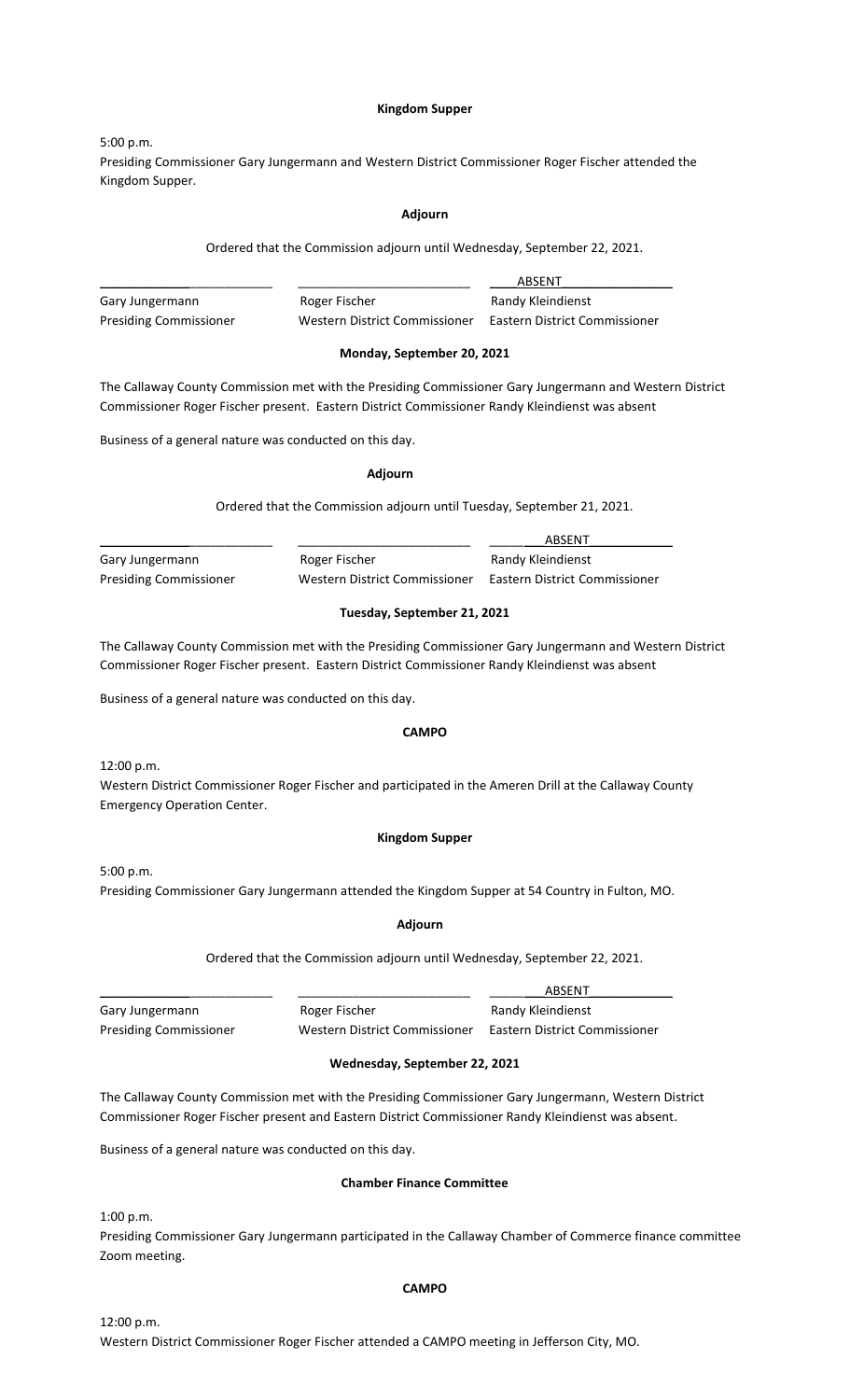**Kingdom Supper**

5:00 p.m.
Presiding Commissioner Gary Jungermann and Western District Commissioner Roger Fischer attended the Kingdom Supper.

**Adjourn**

Ordered that the Commission adjourn until Wednesday, September 22, 2021.

| ____________________ | ____________________ | ABSENT |
|---|---|---|
| Gary Jungermann | Roger Fischer | Randy Kleindienst |
| Presiding Commissioner | Western District Commissioner | Eastern District Commissioner |

**Monday, September 20, 2021**

The Callaway County Commission met with the Presiding Commissioner Gary Jungermann and Western District Commissioner Roger Fischer present. Eastern District Commissioner Randy Kleindienst was absent

Business of a general nature was conducted on this day.

**Adjourn**

Ordered that the Commission adjourn until Tuesday, September 21, 2021.

| ____________________ | ____________________ | ABSENT |
|---|---|---|
| Gary Jungermann | Roger Fischer | Randy Kleindienst |
| Presiding Commissioner | Western District Commissioner | Eastern District Commissioner |

**Tuesday, September 21, 2021**

The Callaway County Commission met with the Presiding Commissioner Gary Jungermann and Western District Commissioner Roger Fischer present. Eastern District Commissioner Randy Kleindienst was absent

Business of a general nature was conducted on this day.

**CAMPO**

12:00 p.m.
Western District Commissioner Roger Fischer and participated in the Ameren Drill at the Callaway County Emergency Operation Center.

**Kingdom Supper**

5:00 p.m.
Presiding Commissioner Gary Jungermann attended the Kingdom Supper at 54 Country in Fulton, MO.

**Adjourn**

Ordered that the Commission adjourn until Wednesday, September 22, 2021.

| ____________________ | ____________________ | ABSENT |
|---|---|---|
| Gary Jungermann | Roger Fischer | Randy Kleindienst |
| Presiding Commissioner | Western District Commissioner | Eastern District Commissioner |

**Wednesday, September 22, 2021**

The Callaway County Commission met with the Presiding Commissioner Gary Jungermann, Western District Commissioner Roger Fischer present and Eastern District Commissioner Randy Kleindienst was absent.

Business of a general nature was conducted on this day.

**Chamber Finance Committee**

1:00 p.m.
Presiding Commissioner Gary Jungermann participated in the Callaway Chamber of Commerce finance committee Zoom meeting.

**CAMPO**

12:00 p.m.
Western District Commissioner Roger Fischer attended a CAMPO meeting in Jefferson City, MO.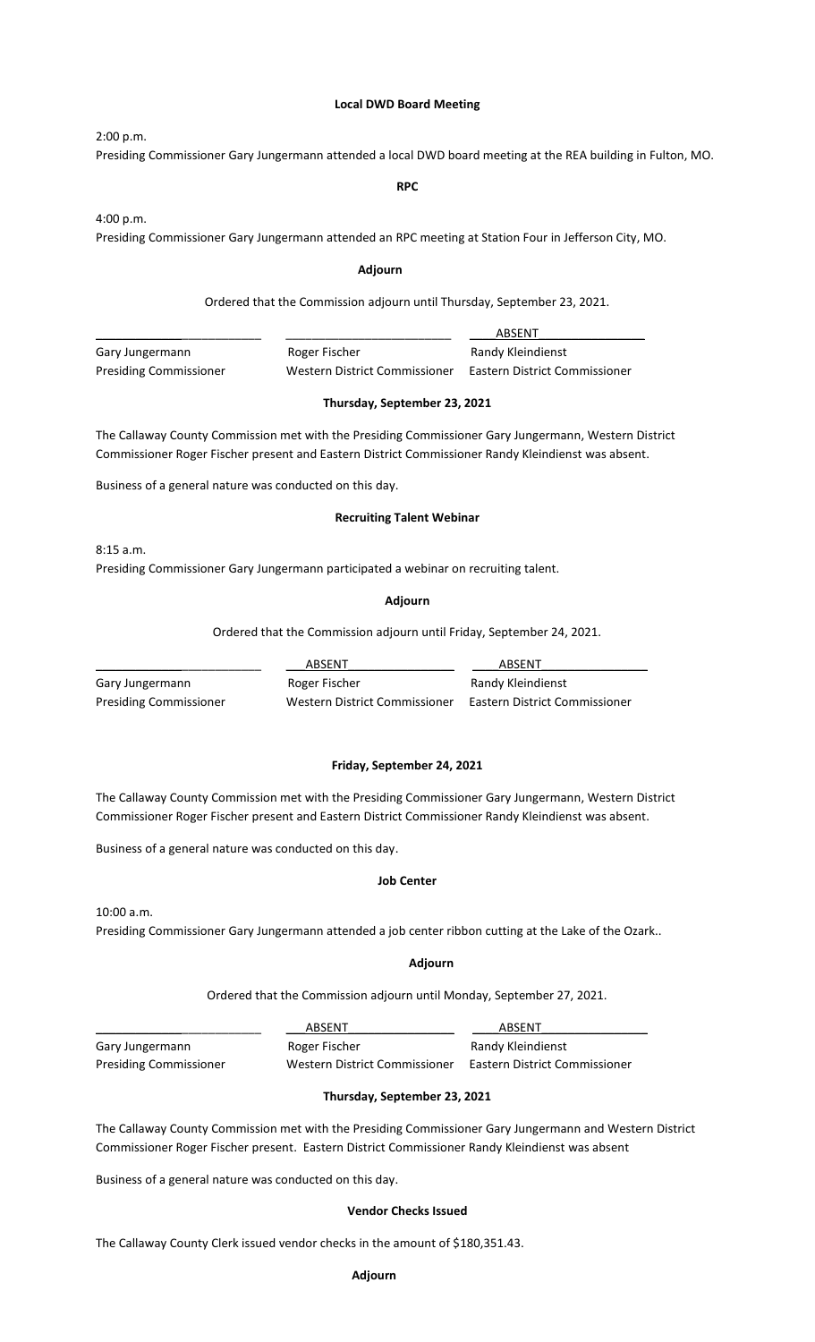**Local DWD Board Meeting**

2:00 p.m.

Presiding Commissioner Gary Jungermann attended a local DWD board meeting at the REA building in Fulton, MO.

**RPC**

4:00 p.m.

Presiding Commissioner Gary Jungermann attended an RPC meeting at Station Four in Jefferson City, MO.

**Adjourn**

Ordered that the Commission adjourn until Thursday, September 23, 2021.

| \_\_\_\_\_\_\_\_\_\_\_\_\_\_\_\_ | \_\_\_\_\_\_\_\_\_\_\_\_\_\_\_\_ | ABSENT |
|---|---|---|
| Gary Jungermann | Roger Fischer | Randy Kleindienst |
| Presiding Commissioner | Western District Commissioner | Eastern District Commissioner |

**Thursday, September 23, 2021**

The Callaway County Commission met with the Presiding Commissioner Gary Jungermann, Western District Commissioner Roger Fischer present and Eastern District Commissioner Randy Kleindienst was absent.

Business of a general nature was conducted on this day.

**Recruiting Talent Webinar**

8:15 a.m.

Presiding Commissioner Gary Jungermann participated a webinar on recruiting talent.

**Adjourn**

Ordered that the Commission adjourn until Friday, September 24, 2021.

| \_\_\_\_\_\_\_\_\_\_\_\_\_\_\_\_ | ABSENT | ABSENT |
|---|---|---|
| Gary Jungermann | Roger Fischer | Randy Kleindienst |
| Presiding Commissioner | Western District Commissioner | Eastern District Commissioner |

**Friday, September 24, 2021**

The Callaway County Commission met with the Presiding Commissioner Gary Jungermann, Western District Commissioner Roger Fischer present and Eastern District Commissioner Randy Kleindienst was absent.

Business of a general nature was conducted on this day.

**Job Center**

10:00 a.m.

Presiding Commissioner Gary Jungermann attended a job center ribbon cutting at the Lake of the Ozark..

**Adjourn**

Ordered that the Commission adjourn until Monday, September 27, 2021.

| \_\_\_\_\_\_\_\_\_\_\_\_\_\_\_\_ | ABSENT | ABSENT |
|---|---|---|
| Gary Jungermann | Roger Fischer | Randy Kleindienst |
| Presiding Commissioner | Western District Commissioner | Eastern District Commissioner |

**Thursday, September 23, 2021**

The Callaway County Commission met with the Presiding Commissioner Gary Jungermann and Western District Commissioner Roger Fischer present. Eastern District Commissioner Randy Kleindienst was absent

Business of a general nature was conducted on this day.

**Vendor Checks Issued**

The Callaway County Clerk issued vendor checks in the amount of $180,351.43.

**Adjourn**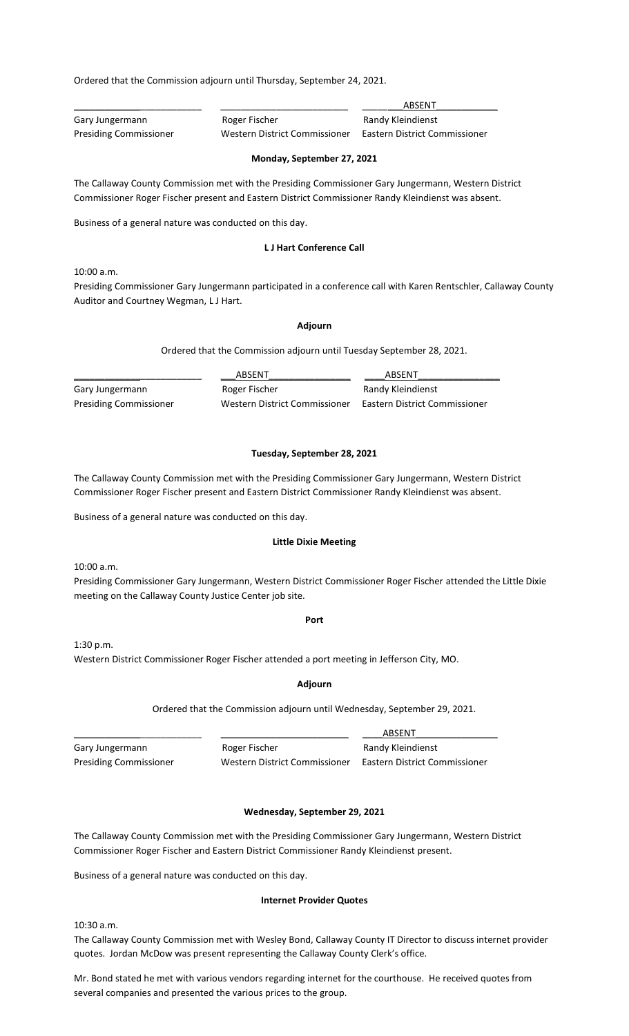Ordered that the Commission adjourn until Thursday, September 24, 2021.

| ________________________ | ________________________ | ABSENT |
|---|---|---|
| Gary Jungermann | Roger Fischer | Randy Kleindienst |
| Presiding Commissioner | Western District Commissioner | Eastern District Commissioner |

**Monday, September 27, 2021**

The Callaway County Commission met with the Presiding Commissioner Gary Jungermann, Western District Commissioner Roger Fischer present and Eastern District Commissioner Randy Kleindienst was absent.

Business of a general nature was conducted on this day.

**L J Hart Conference Call**

10:00 a.m.
Presiding Commissioner Gary Jungermann participated in a conference call with Karen Rentschler, Callaway County Auditor and Courtney Wegman, L J Hart.

**Adjourn**

Ordered that the Commission adjourn until Tuesday September 28, 2021.

| ________________________ | ABSENT | ABSENT |
|---|---|---|
| Gary Jungermann | Roger Fischer | Randy Kleindienst |
| Presiding Commissioner | Western District Commissioner | Eastern District Commissioner |

**Tuesday, September 28, 2021**

The Callaway County Commission met with the Presiding Commissioner Gary Jungermann, Western District Commissioner Roger Fischer present and Eastern District Commissioner Randy Kleindienst was absent.

Business of a general nature was conducted on this day.

**Little Dixie Meeting**

10:00 a.m.
Presiding Commissioner Gary Jungermann, Western District Commissioner Roger Fischer attended the Little Dixie meeting on the Callaway County Justice Center job site.

**Port**

1:30 p.m.
Western District Commissioner Roger Fischer attended a port meeting in Jefferson City, MO.

**Adjourn**

Ordered that the Commission adjourn until Wednesday, September 29, 2021.

| ________________________ | ________________________ | ABSENT |
|---|---|---|
| Gary Jungermann | Roger Fischer | Randy Kleindienst |
| Presiding Commissioner | Western District Commissioner | Eastern District Commissioner |

**Wednesday, September 29, 2021**

The Callaway County Commission met with the Presiding Commissioner Gary Jungermann, Western District Commissioner Roger Fischer and Eastern District Commissioner Randy Kleindienst present.

Business of a general nature was conducted on this day.

**Internet Provider Quotes**

10:30 a.m.
The Callaway County Commission met with Wesley Bond, Callaway County IT Director to discuss internet provider quotes. Jordan McDow was present representing the Callaway County Clerk's office.

Mr. Bond stated he met with various vendors regarding internet for the courthouse. He received quotes from several companies and presented the various prices to the group.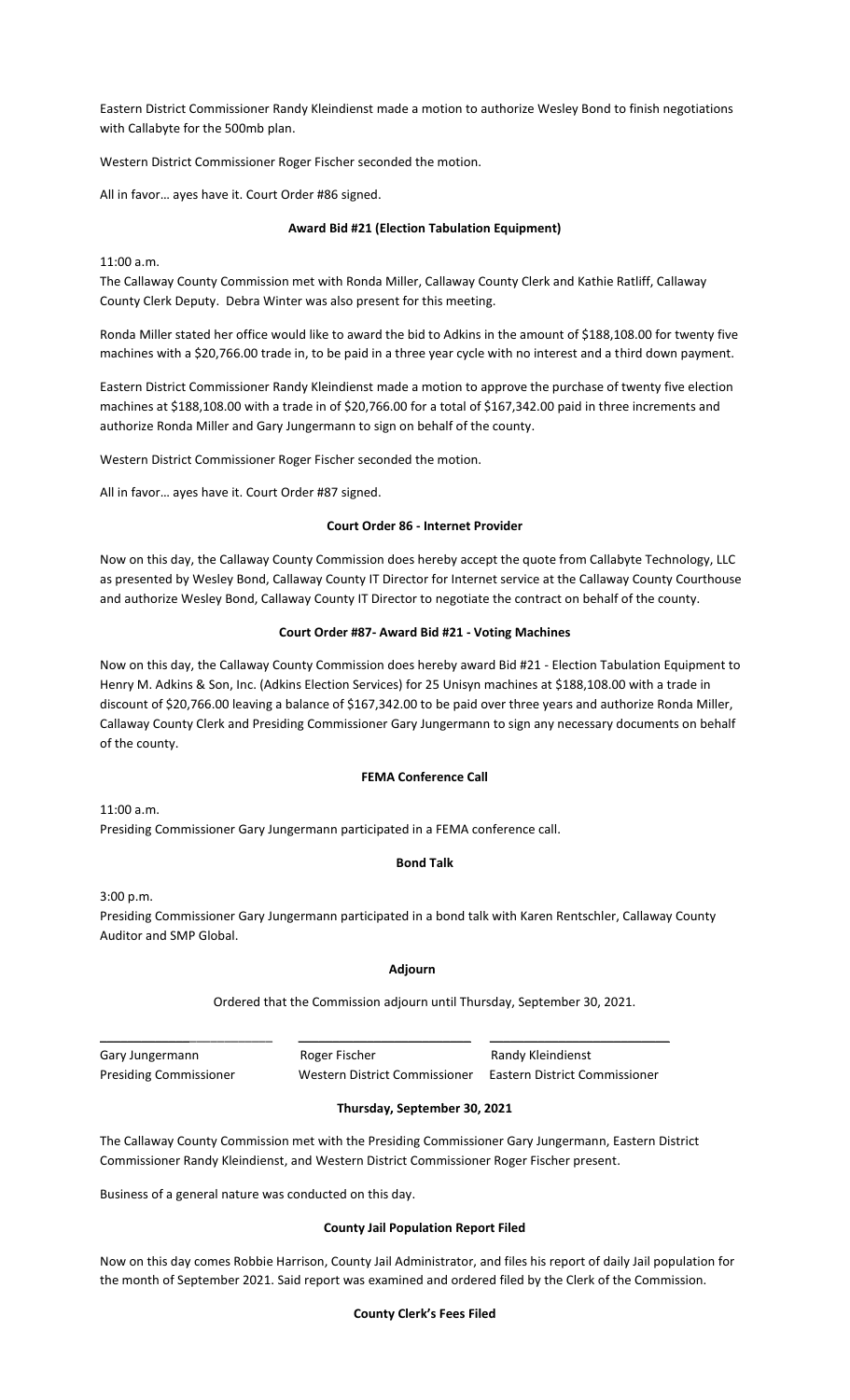Eastern District Commissioner Randy Kleindienst made a motion to authorize Wesley Bond to finish negotiations with Callabyte for the 500mb plan.

Western District Commissioner Roger Fischer seconded the motion.

All in favor… ayes have it. Court Order #86 signed.

**Award Bid #21 (Election Tabulation Equipment)**

11:00 a.m.
The Callaway County Commission met with Ronda Miller, Callaway County Clerk and Kathie Ratliff, Callaway County Clerk Deputy. Debra Winter was also present for this meeting.

Ronda Miller stated her office would like to award the bid to Adkins in the amount of $188,108.00 for twenty five machines with a $20,766.00 trade in, to be paid in a three year cycle with no interest and a third down payment.

Eastern District Commissioner Randy Kleindienst made a motion to approve the purchase of twenty five election machines at $188,108.00 with a trade in of $20,766.00 for a total of $167,342.00 paid in three increments and authorize Ronda Miller and Gary Jungermann to sign on behalf of the county.

Western District Commissioner Roger Fischer seconded the motion.

All in favor… ayes have it. Court Order #87 signed.

**Court Order 86 - Internet Provider**

Now on this day, the Callaway County Commission does hereby accept the quote from Callabyte Technology, LLC as presented by Wesley Bond, Callaway County IT Director for Internet service at the Callaway County Courthouse and authorize Wesley Bond, Callaway County IT Director to negotiate the contract on behalf of the county.

**Court Order #87- Award Bid #21 - Voting Machines**

Now on this day, the Callaway County Commission does hereby award Bid #21 - Election Tabulation Equipment to Henry M. Adkins & Son, Inc. (Adkins Election Services) for 25 Unisyn machines at $188,108.00 with a trade in discount of $20,766.00 leaving a balance of $167,342.00 to be paid over three years and authorize Ronda Miller, Callaway County Clerk and Presiding Commissioner Gary Jungermann to sign any necessary documents on behalf of the county.

**FEMA Conference Call**

11:00 a.m.
Presiding Commissioner Gary Jungermann participated in a FEMA conference call.

**Bond Talk**

3:00 p.m.
Presiding Commissioner Gary Jungermann participated in a bond talk with Karen Rentschler, Callaway County Auditor and SMP Global.

**Adjourn**

Ordered that the Commission adjourn until Thursday, September 30, 2021.

| \_\_\_\_\_\_\_\_\_\_\_\_\_\_\_\_\_\_\_\_\_\_\_\_\_ | \_\_\_\_\_\_\_\_\_\_\_\_\_\_\_\_\_\_\_\_\_\_\_\_\_ | \_\_\_\_\_\_\_\_\_\_\_\_\_\_\_\_\_\_\_\_\_\_\_\_\_ |
|---|---|---|
| Gary Jungermann | Roger Fischer | Randy Kleindienst |
| Presiding Commissioner | Western District Commissioner | Eastern District Commissioner |

**Thursday, September 30, 2021**

The Callaway County Commission met with the Presiding Commissioner Gary Jungermann, Eastern District Commissioner Randy Kleindienst, and Western District Commissioner Roger Fischer present.

Business of a general nature was conducted on this day.

**County Jail Population Report Filed**

Now on this day comes Robbie Harrison, County Jail Administrator, and files his report of daily Jail population for the month of September 2021. Said report was examined and ordered filed by the Clerk of the Commission.

**County Clerk's Fees Filed**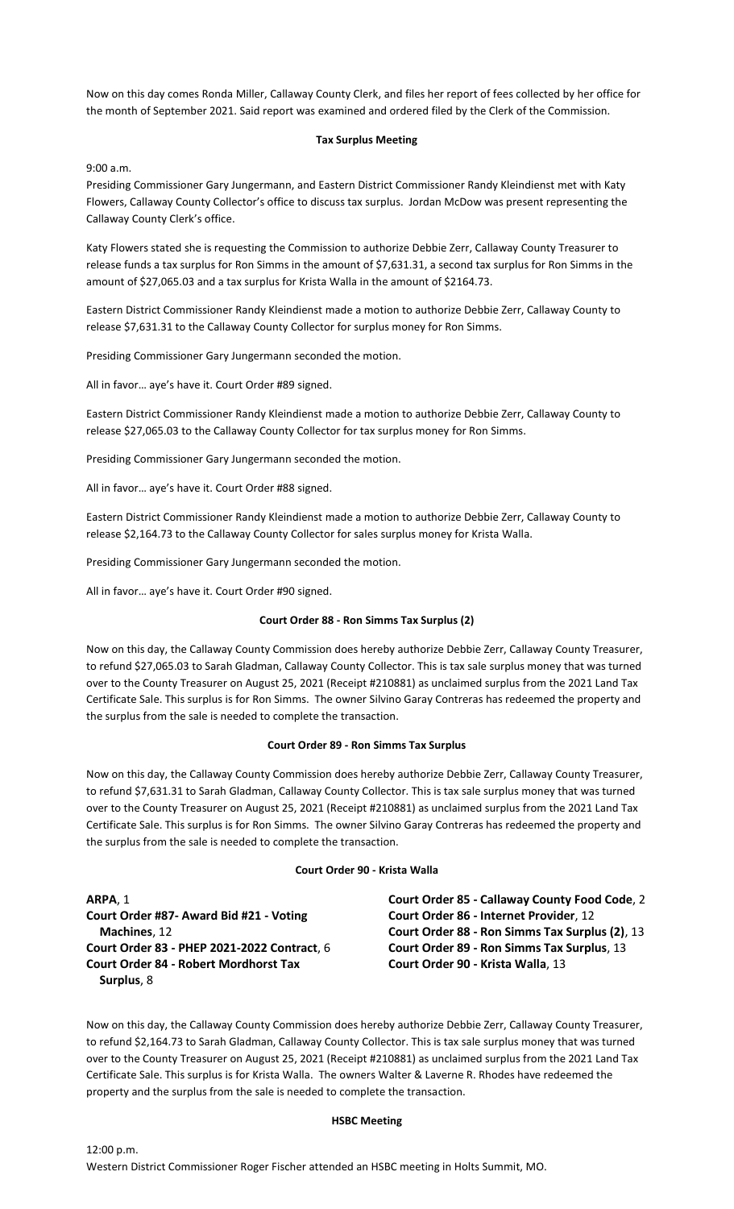Now on this day comes Ronda Miller, Callaway County Clerk, and files her report of fees collected by her office for the month of September 2021. Said report was examined and ordered filed by the Clerk of the Commission.

**Tax Surplus Meeting**

9:00 a.m.
Presiding Commissioner Gary Jungermann, and Eastern District Commissioner Randy Kleindienst met with Katy Flowers, Callaway County Collector's office to discuss tax surplus. Jordan McDow was present representing the Callaway County Clerk's office.

Katy Flowers stated she is requesting the Commission to authorize Debbie Zerr, Callaway County Treasurer to release funds a tax surplus for Ron Simms in the amount of $7,631.31, a second tax surplus for Ron Simms in the amount of $27,065.03 and a tax surplus for Krista Walla in the amount of $2164.73.

Eastern District Commissioner Randy Kleindienst made a motion to authorize Debbie Zerr, Callaway County to release $7,631.31 to the Callaway County Collector for surplus money for Ron Simms.

Presiding Commissioner Gary Jungermann seconded the motion.

All in favor… aye's have it. Court Order #89 signed.

Eastern District Commissioner Randy Kleindienst made a motion to authorize Debbie Zerr, Callaway County to release $27,065.03 to the Callaway County Collector for tax surplus money for Ron Simms.

Presiding Commissioner Gary Jungermann seconded the motion.

All in favor… aye's have it. Court Order #88 signed.

Eastern District Commissioner Randy Kleindienst made a motion to authorize Debbie Zerr, Callaway County to release $2,164.73 to the Callaway County Collector for sales surplus money for Krista Walla.

Presiding Commissioner Gary Jungermann seconded the motion.

All in favor… aye's have it. Court Order #90 signed.

**Court Order 88 - Ron Simms Tax Surplus (2)**

Now on this day, the Callaway County Commission does hereby authorize Debbie Zerr, Callaway County Treasurer, to refund $27,065.03 to Sarah Gladman, Callaway County Collector. This is tax sale surplus money that was turned over to the County Treasurer on August 25, 2021 (Receipt #210881) as unclaimed surplus from the 2021 Land Tax Certificate Sale. This surplus is for Ron Simms. The owner Silvino Garay Contreras has redeemed the property and the surplus from the sale is needed to complete the transaction.

**Court Order 89 - Ron Simms Tax Surplus**

Now on this day, the Callaway County Commission does hereby authorize Debbie Zerr, Callaway County Treasurer, to refund $7,631.31 to Sarah Gladman, Callaway County Collector. This is tax sale surplus money that was turned over to the County Treasurer on August 25, 2021 (Receipt #210881) as unclaimed surplus from the 2021 Land Tax Certificate Sale. This surplus is for Ron Simms. The owner Silvino Garay Contreras has redeemed the property and the surplus from the sale is needed to complete the transaction.

**Court Order 90 - Krista Walla**

**ARPA**, 1
**Court Order #87- Award Bid #21 - Voting Machines**, 12
**Court Order 83 - PHEP 2021-2022 Contract**, 6
**Court Order 84 - Robert Mordhorst Tax Surplus**, 8
**Court Order 85 - Callaway County Food Code**, 2
**Court Order 86 - Internet Provider**, 12
**Court Order 88 - Ron Simms Tax Surplus (2)**, 13
**Court Order 89 - Ron Simms Tax Surplus**, 13
**Court Order 90 - Krista Walla**, 13

Now on this day, the Callaway County Commission does hereby authorize Debbie Zerr, Callaway County Treasurer, to refund $2,164.73 to Sarah Gladman, Callaway County Collector. This is tax sale surplus money that was turned over to the County Treasurer on August 25, 2021 (Receipt #210881) as unclaimed surplus from the 2021 Land Tax Certificate Sale. This surplus is for Krista Walla. The owners Walter & Laverne R. Rhodes have redeemed the property and the surplus from the sale is needed to complete the transaction.

**HSBC Meeting**

12:00 p.m.
Western District Commissioner Roger Fischer attended an HSBC meeting in Holts Summit, MO.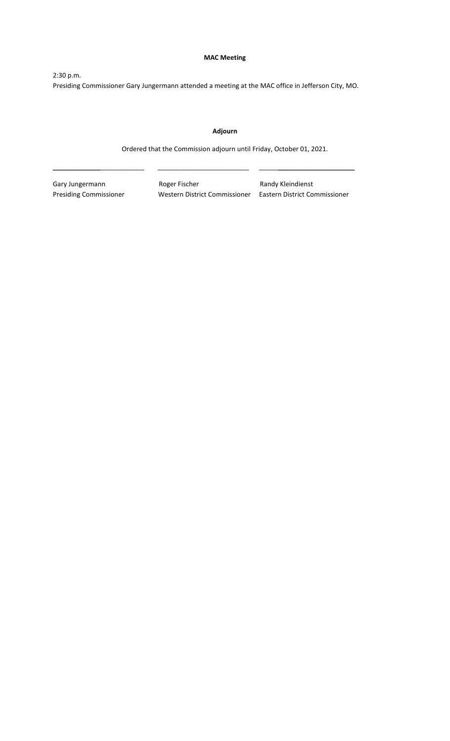**MAC Meeting**

2:30 p.m.
Presiding Commissioner Gary Jungermann attended a meeting at the MAC office in Jefferson City, MO.

**Adjourn**

Ordered that the Commission adjourn until Friday, October 01, 2021.

| | | |
|---|---|---|
| _________________________ | _________________________ | _________________________ |
| Gary Jungermann | Roger Fischer | Randy Kleindienst |
| Presiding Commissioner | Western District Commissioner | Eastern District Commissioner |